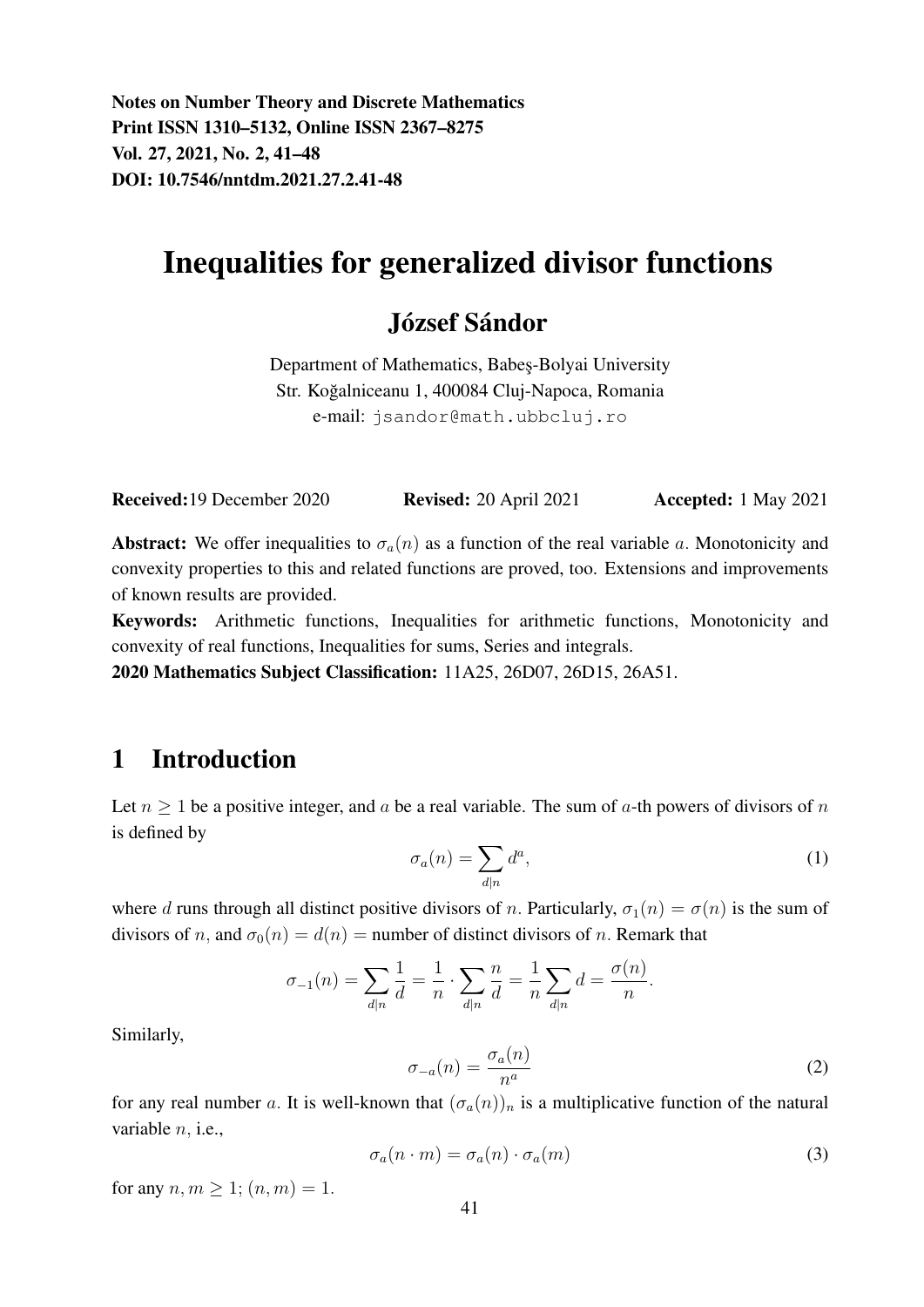**Notes on Number Theory and Discrete Mathematics**
**Print ISSN 1310–5132, Online ISSN 2367–8275**
**Vol. 27, 2021, No. 2, 41–48**
**DOI: 10.7546/nntdm.2021.27.2.41-48**

# Inequalities for generalized divisor functions

## József Sándor

Department of Mathematics, Babeş-Bolyai University
Str. Koğalniceanu 1, 400084 Cluj-Napoca, Romania
e-mail: jsandor@math.ubbcluj.ro

**Received:** 19 December 2020 **Revised:** 20 April 2021 **Accepted:** 1 May 2021

**Abstract:** We offer inequalities to $\sigma_a(n)$ as a function of the real variable $a$. Monotonicity and convexity properties to this and related functions are proved, too. Extensions and improvements of known results are provided.

**Keywords:** Arithmetic functions, Inequalities for arithmetic functions, Monotonicity and convexity of real functions, Inequalities for sums, Series and integrals.

**2020 Mathematics Subject Classification:** 11A25, 26D07, 26D15, 26A51.

## 1 Introduction

Let $n \geq 1$ be a positive integer, and $a$ be a real variable. The sum of $a$-th powers of divisors of $n$ is defined by

$$\sigma_a(n) = \sum_{d|n} d^a, \tag{1}$$

where $d$ runs through all distinct positive divisors of $n$. Particularly, $\sigma_1(n) = \sigma(n)$ is the sum of divisors of $n$, and $\sigma_0(n) = d(n) =$ number of distinct divisors of $n$. Remark that

$$\sigma_{-1}(n) = \sum_{d|n} \frac{1}{d} = \frac{1}{n} \cdot \sum_{d|n} \frac{n}{d} = \frac{1}{n} \sum_{d|n} d = \frac{\sigma(n)}{n}.$$

Similarly,

$$\sigma_{-a}(n) = \frac{\sigma_a(n)}{n^a} \tag{2}$$

for any real number $a$. It is well-known that $(\sigma_a(n))_n$ is a multiplicative function of the natural variable $n$, i.e.,

$$\sigma_a(n \cdot m) = \sigma_a(n) \cdot \sigma_a(m) \tag{3}$$

for any $n, m \geq 1$; $(n, m) = 1$.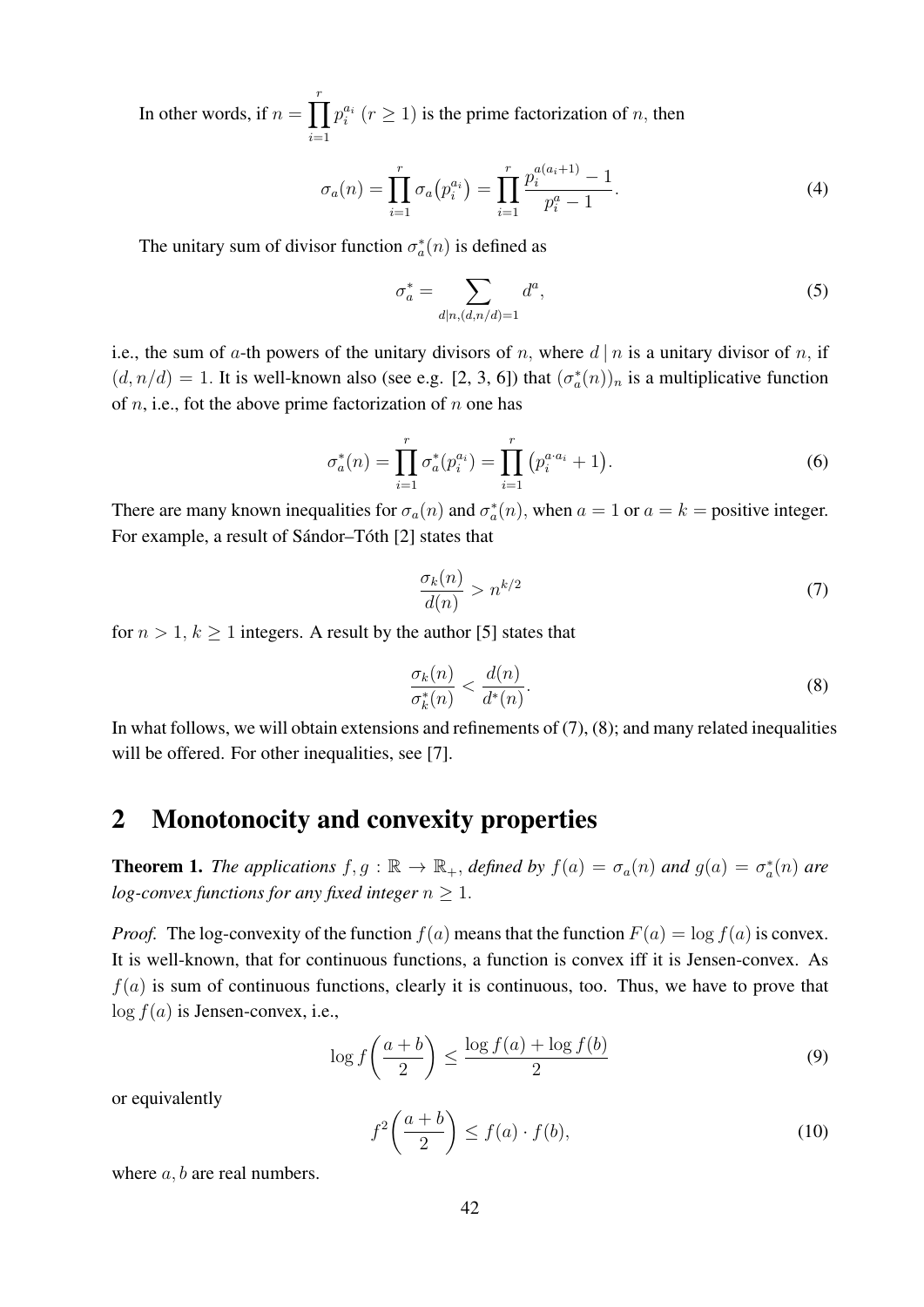In other words, if $n = \prod_{i=1}^{r} p_i^{a_i}$ $(r \geq 1)$ is the prime factorization of $n$, then

$$\sigma_a(n) = \prod_{i=1}^{r} \sigma_a\big(p_i^{a_i}\big) = \prod_{i=1}^{r} \frac{p_i^{a(a_i+1)} - 1}{p_i^a - 1}. \tag{4}$$

The unitary sum of divisor function $\sigma_a^*(n)$ is defined as

$$\sigma_a^* = \sum_{d|n,(d,n/d)=1} d^a, \tag{5}$$

i.e., the sum of $a$-th powers of the unitary divisors of $n$, where $d \mid n$ is a unitary divisor of $n$, if $(d, n/d) = 1$. It is well-known also (see e.g. [2, 3, 6]) that $(\sigma_a^*(n))_n$ is a multiplicative function of $n$, i.e., fot the above prime factorization of $n$ one has

$$\sigma_a^*(n) = \prod_{i=1}^{r} \sigma_a^*(p_i^{a_i}) = \prod_{i=1}^{r} \big(p_i^{a \cdot a_i} + 1\big). \tag{6}$$

There are many known inequalities for $\sigma_a(n)$ and $\sigma_a^*(n)$, when $a = 1$ or $a = k =$ positive integer. For example, a result of Sándor–Tóth [2] states that

$$\frac{\sigma_k(n)}{d(n)} > n^{k/2} \tag{7}$$

for $n > 1$, $k \geq 1$ integers. A result by the author [5] states that

$$\frac{\sigma_k(n)}{\sigma_k^*(n)} < \frac{d(n)}{d^*(n)}. \tag{8}$$

In what follows, we will obtain extensions and refinements of (7), (8); and many related inequalities will be offered. For other inequalities, see [7].

## 2 Monotonocity and convexity properties

**Theorem 1.** *The applications $f, g : \mathbb{R} \to \mathbb{R}_+$, defined by $f(a) = \sigma_a(n)$ and $g(a) = \sigma_a^*(n)$ are log-convex functions for any fixed integer $n \geq 1$.*

*Proof.* The log-convexity of the function $f(a)$ means that the function $F(a) = \log f(a)$ is convex. It is well-known, that for continuous functions, a function is convex iff it is Jensen-convex. As $f(a)$ is sum of continuous functions, clearly it is continuous, too. Thus, we have to prove that $\log f(a)$ is Jensen-convex, i.e.,

$$\log f\left(\frac{a+b}{2}\right) \leq \frac{\log f(a) + \log f(b)}{2} \tag{9}$$

or equivalently

$$f^2\left(\frac{a+b}{2}\right) \leq f(a) \cdot f(b), \tag{10}$$

where $a, b$ are real numbers.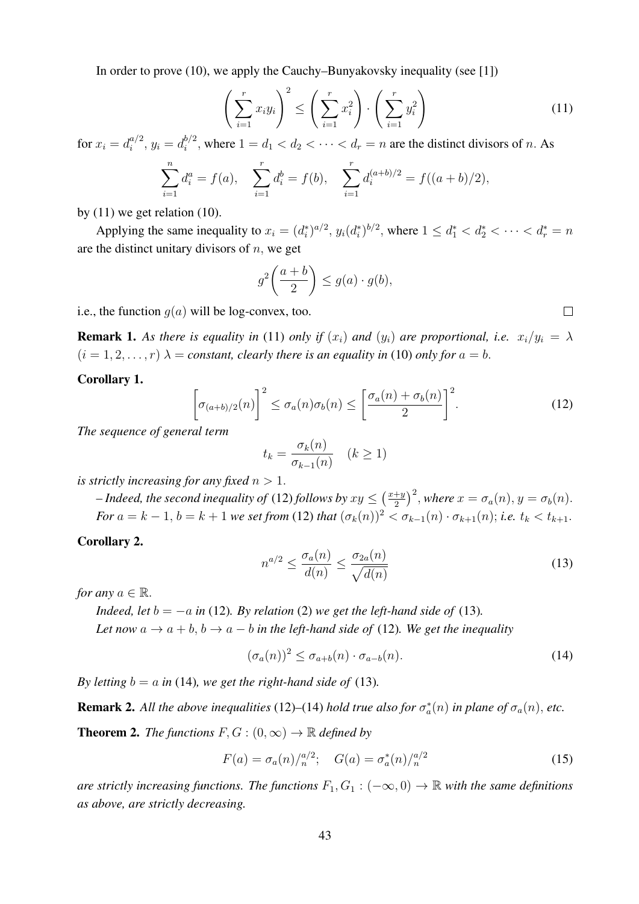In order to prove (10), we apply the Cauchy–Bunyakovsky inequality (see [1])

$$\left(\sum_{i=1}^{r} x_i y_i\right)^2 \leq \left(\sum_{i=1}^{r} x_i^2\right) \cdot \left(\sum_{i=1}^{r} y_i^2\right) \tag{11}$$

for $x_i = d_i^{a/2}$, $y_i = d_i^{b/2}$, where $1 = d_1 < d_2 < \cdots < d_r = n$ are the distinct divisors of $n$. As

$$\sum_{i=1}^{n} d_i^a = f(a), \quad \sum_{i=1}^{r} d_i^b = f(b), \quad \sum_{i=1}^{r} d_i^{(a+b)/2} = f((a+b)/2),$$

by (11) we get relation (10).

Applying the same inequality to $x_i = (d_i^*)^{a/2}$, $y_i(d_i^*)^{b/2}$, where $1 \leq d_1^* < d_2^* < \cdots < d_r^* = n$ are the distinct unitary divisors of $n$, we get

$$g^2\left(\frac{a+b}{2}\right) \leq g(a) \cdot g(b),$$

i.e., the function $g(a)$ will be log-convex, too. □

**Remark 1.** *As there is equality in* (11) *only if* $(x_i)$ *and* $(y_i)$ *are proportional, i.e.* $x_i/y_i = \lambda$ $(i = 1, 2, \ldots, r)$ $\lambda =$ *constant, clearly there is an equality in* (10) *only for* $a = b$.

**Corollary 1.**

$$\left[\sigma_{(a+b)/2}(n)\right]^2 \leq \sigma_a(n)\sigma_b(n) \leq \left[\frac{\sigma_a(n) + \sigma_b(n)}{2}\right]^2. \tag{12}$$

*The sequence of general term*

$$t_k = \frac{\sigma_k(n)}{\sigma_{k-1}(n)} \quad (k \geq 1)$$

*is strictly increasing for any fixed* $n > 1$.

*– Indeed, the second inequality of* (12) *follows by* $xy \leq \left(\frac{x+y}{2}\right)^2$, *where* $x = \sigma_a(n)$, $y = \sigma_b(n)$. *For* $a = k-1$, $b = k+1$ *we set from* (12) *that* $(\sigma_k(n))^2 < \sigma_{k-1}(n) \cdot \sigma_{k+1}(n)$; *i.e.* $t_k < t_{k+1}$.

**Corollary 2.**

$$n^{a/2} \leq \frac{\sigma_a(n)}{d(n)} \leq \frac{\sigma_{2a}(n)}{\sqrt{d(n)}} \tag{13}$$

*for any* $a \in \mathbb{R}$.

*Indeed, let* $b = -a$ *in* (12). *By relation* (2) *we get the left-hand side of* (13).

*Let now* $a \to a+b$, $b \to a-b$ *in the left-hand side of* (12). *We get the inequality*

$$(\sigma_a(n))^2 \leq \sigma_{a+b}(n) \cdot \sigma_{a-b}(n). \tag{14}$$

*By letting* $b = a$ *in* (14), *we get the right-hand side of* (13).

**Remark 2.** *All the above inequalities* (12)–(14) *hold true also for* $\sigma_a^*(n)$ *in plane of* $\sigma_a(n)$, *etc.*

**Theorem 2.** *The functions* $F, G : (0, \infty) \to \mathbb{R}$ *defined by*

$$F(a) = \sigma_a(n)/_n^{a/2}; \quad G(a) = \sigma_a^*(n)/_n^{a/2} \tag{15}$$

*are strictly increasing functions. The functions* $F_1, G_1 : (-\infty, 0) \to \mathbb{R}$ *with the same definitions as above, are strictly decreasing.*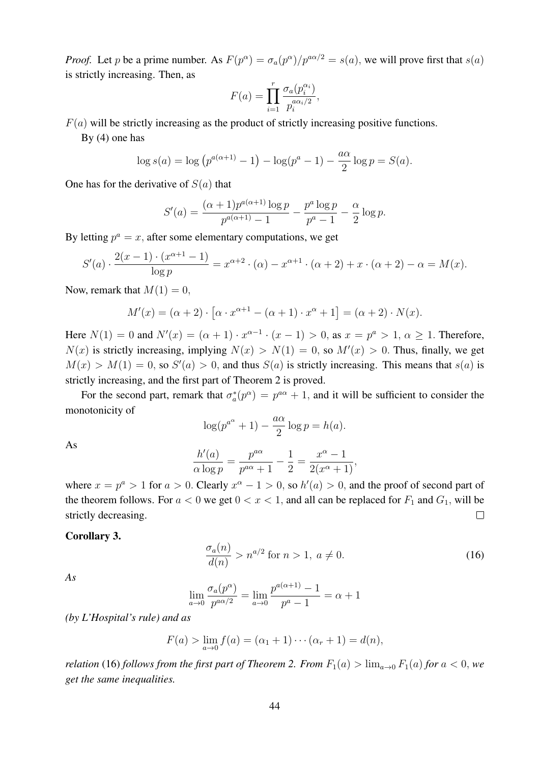*Proof.* Let $p$ be a prime number. As $F(p^\alpha) = \sigma_a(p^\alpha)/p^{a\alpha/2} = s(a)$, we will prove first that $s(a)$ is strictly increasing. Then, as

$$F(a) = \prod_{i=1}^{r} \frac{\sigma_a(p_i^{\alpha_i})}{p_i^{a\alpha_i/2}},$$

$F(a)$ will be strictly increasing as the product of strictly increasing positive functions.

By (4) one has

$$\log s(a) = \log\left(p^{a(\alpha+1)} - 1\right) - \log(p^a - 1) - \frac{a\alpha}{2}\log p = S(a).$$

One has for the derivative of $S(a)$ that

$$S'(a) = \frac{(\alpha+1)p^{a(\alpha+1)}\log p}{p^{a(\alpha+1)} - 1} - \frac{p^a \log p}{p^a - 1} - \frac{\alpha}{2}\log p.$$

By letting $p^a = x$, after some elementary computations, we get

$$S'(a) \cdot \frac{2(x-1)\cdot(x^{\alpha+1}-1)}{\log p} = x^{\alpha+2}\cdot(\alpha) - x^{\alpha+1}\cdot(\alpha+2) + x\cdot(\alpha+2) - \alpha = M(x).$$

Now, remark that $M(1) = 0$,

$$M'(x) = (\alpha+2)\cdot\left[\alpha\cdot x^{\alpha+1} - (\alpha+1)\cdot x^{\alpha} + 1\right] = (\alpha+2)\cdot N(x).$$

Here $N(1) = 0$ and $N'(x) = (\alpha+1)\cdot x^{\alpha-1}\cdot(x-1) > 0$, as $x = p^a > 1$, $\alpha \geq 1$. Therefore, $N(x)$ is strictly increasing, implying $N(x) > N(1) = 0$, so $M'(x) > 0$. Thus, finally, we get $M(x) > M(1) = 0$, so $S'(a) > 0$, and thus $S(a)$ is strictly increasing. This means that $s(a)$ is strictly increasing, and the first part of Theorem 2 is proved.

For the second part, remark that $\sigma_a^*(p^\alpha) = p^{a\alpha} + 1$, and it will be sufficient to consider the monotonicity of

$$\log(p^{a^\alpha} + 1) - \frac{a\alpha}{2}\log p = h(a).$$

As

$$\frac{h'(a)}{\alpha \log p} = \frac{p^{a\alpha}}{p^{a\alpha}+1} - \frac{1}{2} = \frac{x^\alpha - 1}{2(x^\alpha + 1)},$$

where $x = p^a > 1$ for $a > 0$. Clearly $x^\alpha - 1 > 0$, so $h'(a) > 0$, and the proof of second part of the theorem follows. For $a < 0$ we get $0 < x < 1$, and all can be replaced for $F_1$ and $G_1$, will be strictly decreasing. $\square$

**Corollary 3.**

$$\frac{\sigma_a(n)}{d(n)} > n^{a/2} \text{ for } n > 1,\ a \neq 0. \tag{16}$$

*As*

$$\lim_{a\to 0}\frac{\sigma_a(p^\alpha)}{p^{a\alpha/2}} = \lim_{a\to 0}\frac{p^{a(\alpha+1)}-1}{p^a - 1} = \alpha + 1$$

*(by L'Hospital's rule) and as*

$$F(a) > \lim_{a\to 0} f(a) = (\alpha_1+1)\cdots(\alpha_r+1) = d(n),$$

*relation* (16) *follows from the first part of Theorem 2. From $F_1(a) > \lim_{a\to 0} F_1(a)$ for $a < 0$, we get the same inequalities.*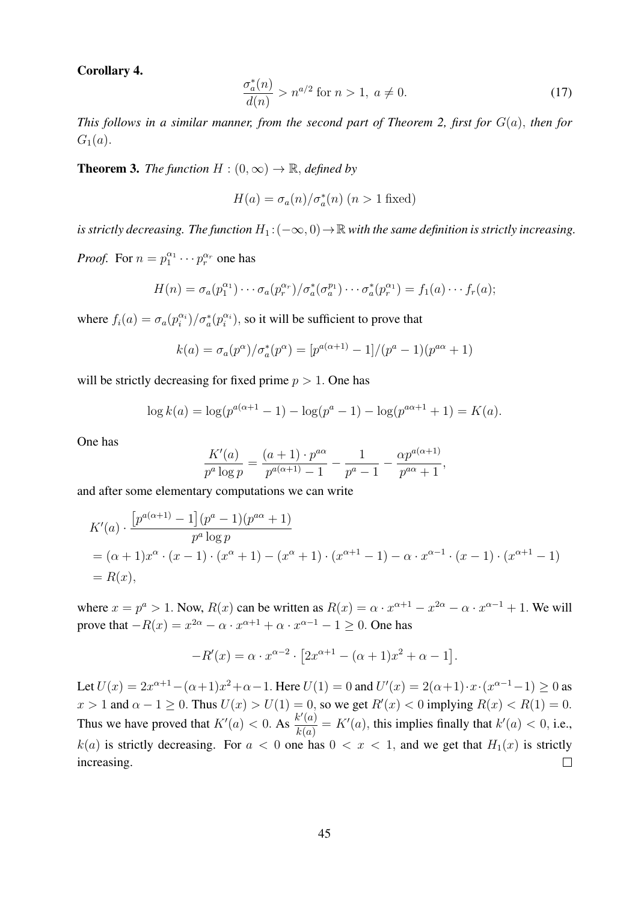**Corollary 4.**

$$\frac{\sigma_a^*(n)}{d(n)} > n^{a/2} \text{ for } n > 1,\ a \neq 0. \tag{17}$$

*This follows in a similar manner, from the second part of Theorem 2, first for $G(a)$, then for $G_1(a)$.*

**Theorem 3.** *The function $H : (0, \infty) \to \mathbb{R}$, defined by*

$$H(a) = \sigma_a(n)/\sigma_a^*(n)\ (n > 1 \text{ fixed})$$

*is strictly decreasing. The function $H_1 : (-\infty, 0) \to \mathbb{R}$ with the same definition is strictly increasing.*

*Proof.* For $n = p_1^{\alpha_1} \cdots p_r^{\alpha_r}$ one has

$$H(n) = \sigma_a(p_1^{\alpha_1}) \cdots \sigma_a(p_r^{\alpha_r})/\sigma_a^*(\sigma_a^{p_1}) \cdots \sigma_a^*(p_r^{\alpha_1}) = f_1(a) \cdots f_r(a);$$

where $f_i(a) = \sigma_a(p_i^{\alpha_i})/\sigma_a^*(p_i^{\alpha_i})$, so it will be sufficient to prove that

$$k(a) = \sigma_a(p^\alpha)/\sigma_a^*(p^\alpha) = [p^{a(\alpha+1)} - 1]/(p^a - 1)(p^{a\alpha} + 1)$$

will be strictly decreasing for fixed prime $p > 1$. One has

$$\log k(a) = \log(p^{a(\alpha+1} - 1) - \log(p^a - 1) - \log(p^{a\alpha+1} + 1) = K(a).$$

One has

$$\frac{K'(a)}{p^a \log p} = \frac{(a+1) \cdot p^{a\alpha}}{p^{a(\alpha+1)} - 1} - \frac{1}{p^a - 1} - \frac{\alpha p^{a(\alpha+1)}}{p^{a\alpha} + 1},$$

and after some elementary computations we can write

$$\begin{aligned}
&K'(a) \cdot \frac{\left[p^{a(\alpha+1)} - 1\right](p^a - 1)(p^{a\alpha} + 1)}{p^a \log p} \\
&= (\alpha+1)x^\alpha \cdot (x - 1) \cdot (x^\alpha + 1) - (x^\alpha + 1) \cdot (x^{\alpha+1} - 1) - \alpha \cdot x^{\alpha-1} \cdot (x - 1) \cdot (x^{\alpha+1} - 1) \\
&= R(x),
\end{aligned}$$

where $x = p^a > 1$. Now, $R(x)$ can be written as $R(x) = \alpha \cdot x^{\alpha+1} - x^{2\alpha} - \alpha \cdot x^{\alpha-1} + 1$. We will prove that $-R(x) = x^{2\alpha} - \alpha \cdot x^{\alpha+1} + \alpha \cdot x^{\alpha-1} - 1 \geq 0$. One has

$$-R'(x) = \alpha \cdot x^{\alpha-2} \cdot \left[2x^{\alpha+1} - (\alpha+1)x^2 + \alpha - 1\right].$$

Let $U(x) = 2x^{\alpha+1} - (\alpha+1)x^2 + \alpha - 1$. Here $U(1) = 0$ and $U'(x) = 2(\alpha+1) \cdot x \cdot (x^{\alpha-1} - 1) \geq 0$ as $x > 1$ and $\alpha - 1 \geq 0$. Thus $U(x) > U(1) = 0$, so we get $R'(x) < 0$ implying $R(x) < R(1) = 0$. Thus we have proved that $K'(a) < 0$. As $\frac{k'(a)}{k(a)} = K'(a)$, this implies finally that $k'(a) < 0$, i.e., $k(a)$ is strictly decreasing. For $a < 0$ one has $0 < x < 1$, and we get that $H_1(x)$ is strictly increasing. $\square$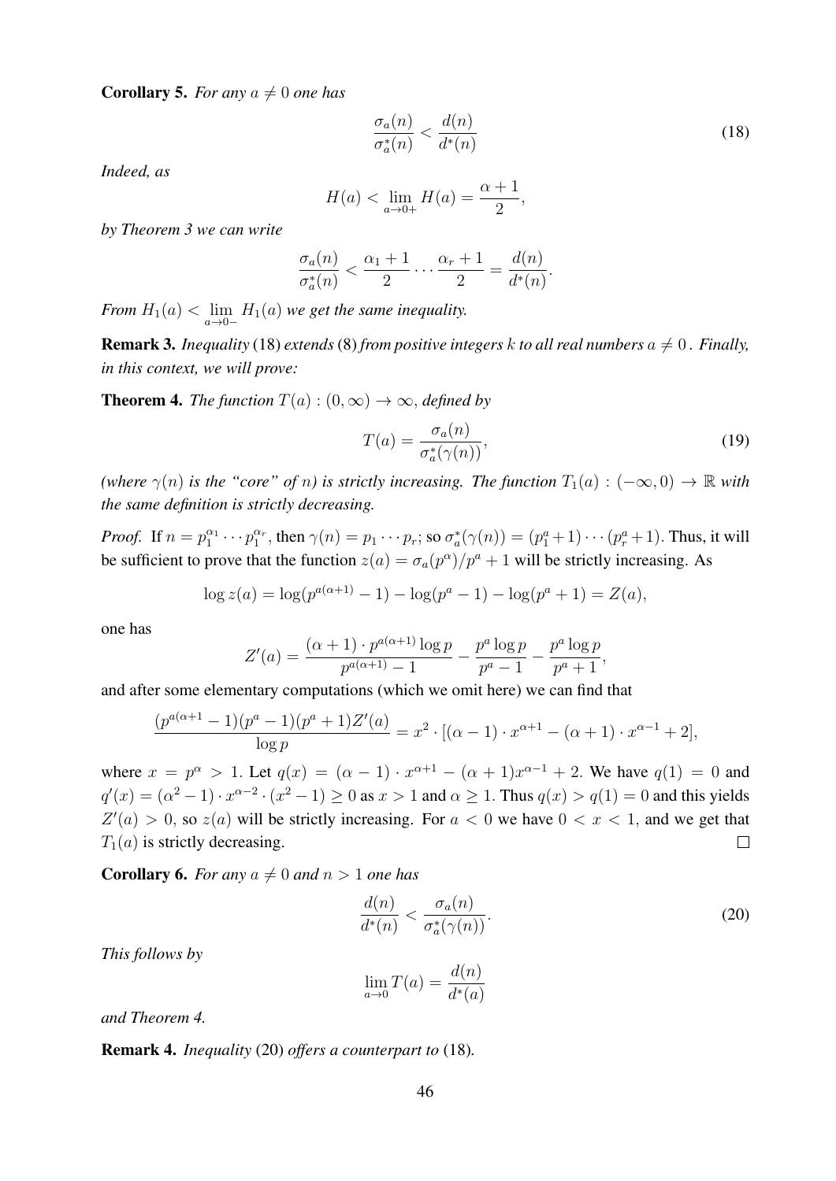**Corollary 5.** *For any $a \neq 0$ one has*

$$\frac{\sigma_a(n)}{\sigma_a^*(n)} < \frac{d(n)}{d^*(n)} \tag{18}$$

*Indeed, as*

$$H(a) < \lim_{a \to 0+} H(a) = \frac{\alpha + 1}{2},$$

*by Theorem 3 we can write*

$$\frac{\sigma_a(n)}{\sigma_a^*(n)} < \frac{\alpha_1 + 1}{2} \cdots \frac{\alpha_r + 1}{2} = \frac{d(n)}{d^*(n)}.$$

*From $H_1(a) < \lim_{a \to 0-} H_1(a)$ we get the same inequality.*

**Remark 3.** *Inequality* (18) *extends* (8) *from positive integers $k$ to all real numbers $a \neq 0$. Finally, in this context, we will prove:*

**Theorem 4.** *The function $T(a) : (0, \infty) \to \infty$, defined by*

$$T(a) = \frac{\sigma_a(n)}{\sigma_a^*(\gamma(n))}, \tag{19}$$

*(where $\gamma(n)$ is the "core" of $n$) is strictly increasing. The function $T_1(a) : (-\infty, 0) \to \mathbb{R}$ with the same definition is strictly decreasing.*

*Proof.* If $n = p_1^{\alpha_1} \cdots p_1^{\alpha_r}$, then $\gamma(n) = p_1 \cdots p_r$; so $\sigma_a^*(\gamma(n)) = (p_1^a + 1) \cdots (p_r^a + 1)$. Thus, it will be sufficient to prove that the function $z(a) = \sigma_a(p^\alpha)/p^a + 1$ will be strictly increasing. As

$$\log z(a) = \log(p^{a(\alpha+1)} - 1) - \log(p^a - 1) - \log(p^a + 1) = Z(a),$$

one has

$$Z'(a) = \frac{(\alpha + 1) \cdot p^{a(\alpha+1)} \log p}{p^{a(\alpha+1)} - 1} - \frac{p^a \log p}{p^a - 1} - \frac{p^a \log p}{p^a + 1},$$

and after some elementary computations (which we omit here) we can find that

$$\frac{(p^{a(\alpha+1)} - 1)(p^a - 1)(p^a + 1) Z'(a)}{\log p} = x^2 \cdot [(\alpha - 1) \cdot x^{\alpha+1} - (\alpha + 1) \cdot x^{\alpha-1} + 2],$$

where $x = p^\alpha > 1$. Let $q(x) = (\alpha - 1) \cdot x^{\alpha+1} - (\alpha + 1) x^{\alpha-1} + 2$. We have $q(1) = 0$ and $q'(x) = (\alpha^2 - 1) \cdot x^{\alpha-2} \cdot (x^2 - 1) \geq 0$ as $x > 1$ and $\alpha \geq 1$. Thus $q(x) > q(1) = 0$ and this yields $Z'(a) > 0$, so $z(a)$ will be strictly increasing. For $a < 0$ we have $0 < x < 1$, and we get that $T_1(a)$ is strictly decreasing. ☐

**Corollary 6.** *For any $a \neq 0$ and $n > 1$ one has*

$$\frac{d(n)}{d^*(n)} < \frac{\sigma_a(n)}{\sigma_a^*(\gamma(n))}. \tag{20}$$

*This follows by*

$$\lim_{a \to 0} T(a) = \frac{d(n)}{d^*(a)}$$

*and Theorem 4.*

**Remark 4.** *Inequality* (20) *offers a counterpart to* (18).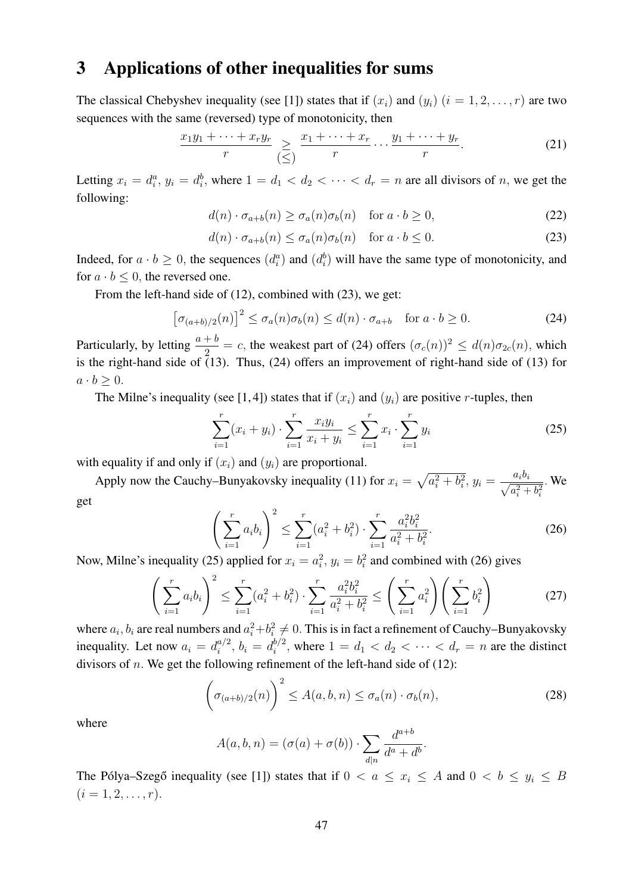## 3 Applications of other inequalities for sums

The classical Chebyshev inequality (see [1]) states that if $(x_i)$ and $(y_i)$ $(i = 1, 2, \ldots, r)$ are two sequences with the same (reversed) type of monotonicity, then

$$\frac{x_1y_1 + \cdots + x_ry_r}{r} \underset{(\leq)}{\geq} \frac{x_1 + \cdots + x_r}{r} \cdots \frac{y_1 + \cdots + y_r}{r}. \tag{21}$$

Letting $x_i = d_i^a$, $y_i = d_i^b$, where $1 = d_1 < d_2 < \cdots < d_r = n$ are all divisors of $n$, we get the following:

$$d(n) \cdot \sigma_{a+b}(n) \geq \sigma_a(n)\sigma_b(n) \quad \text{for } a \cdot b \geq 0, \tag{22}$$

$$d(n) \cdot \sigma_{a+b}(n) \leq \sigma_a(n)\sigma_b(n) \quad \text{for } a \cdot b \leq 0. \tag{23}$$

Indeed, for $a \cdot b \geq 0$, the sequences $(d_i^a)$ and $(d_i^b)$ will have the same type of monotonicity, and for $a \cdot b \leq 0$, the reversed one.

From the left-hand side of (12), combined with (23), we get:

$$\left[\sigma_{(a+b)/2}(n)\right]^2 \leq \sigma_a(n)\sigma_b(n) \leq d(n) \cdot \sigma_{a+b} \quad \text{for } a \cdot b \geq 0. \tag{24}$$

Particularly, by letting $\frac{a+b}{2} = c$, the weakest part of (24) offers $(\sigma_c(n))^2 \leq d(n)\sigma_{2c}(n)$, which is the right-hand side of (13). Thus, (24) offers an improvement of right-hand side of (13) for $a \cdot b \geq 0$.

The Milne's inequality (see [1,4]) states that if $(x_i)$ and $(y_i)$ are positive $r$-tuples, then

$$\sum_{i=1}^{r}(x_i + y_i) \cdot \sum_{i=1}^{r}\frac{x_iy_i}{x_i + y_i} \leq \sum_{i=1}^{r}x_i \cdot \sum_{i=1}^{r}y_i \tag{25}$$

with equality if and only if $(x_i)$ and $(y_i)$ are proportional.

Apply now the Cauchy–Bunyakovsky inequality (11) for $x_i = \sqrt{a_i^2 + b_i^2}$, $y_i = \frac{a_ib_i}{\sqrt{a_i^2 + b_i^2}}$. We get

$$\left(\sum_{i=1}^{r}a_ib_i\right)^2 \leq \sum_{i=1}^{r}(a_i^2 + b_i^2) \cdot \sum_{i=1}^{r}\frac{a_i^2b_i^2}{a_i^2 + b_i^2}. \tag{26}$$

Now, Milne's inequality (25) applied for $x_i = a_i^2$, $y_i = b_i^2$ and combined with (26) gives

$$\left(\sum_{i=1}^{r}a_ib_i\right)^2 \leq \sum_{i=1}^{r}(a_i^2 + b_i^2) \cdot \sum_{i=1}^{r}\frac{a_i^2b_i^2}{a_i^2 + b_i^2} \leq \left(\sum_{i=1}^{r}a_i^2\right)\left(\sum_{i=1}^{r}b_i^2\right) \tag{27}$$

where $a_i, b_i$ are real numbers and $a_i^2 + b_i^2 \neq 0$. This is in fact a refinement of Cauchy–Bunyakovsky inequality. Let now $a_i = d_i^{a/2}$, $b_i = d_i^{b/2}$, where $1 = d_1 < d_2 < \cdots < d_r = n$ are the distinct divisors of $n$. We get the following refinement of the left-hand side of (12):

$$\left(\sigma_{(a+b)/2}(n)\right)^2 \leq A(a, b, n) \leq \sigma_a(n) \cdot \sigma_b(n), \tag{28}$$

where

$$A(a, b, n) = (\sigma(a) + \sigma(b)) \cdot \sum_{d|n}\frac{d^{a+b}}{d^a + d^b}.$$

The Pólya–Szegő inequality (see [1]) states that if $0 < a \leq x_i \leq A$ and $0 < b \leq y_i \leq B$ $(i = 1, 2, \ldots, r)$.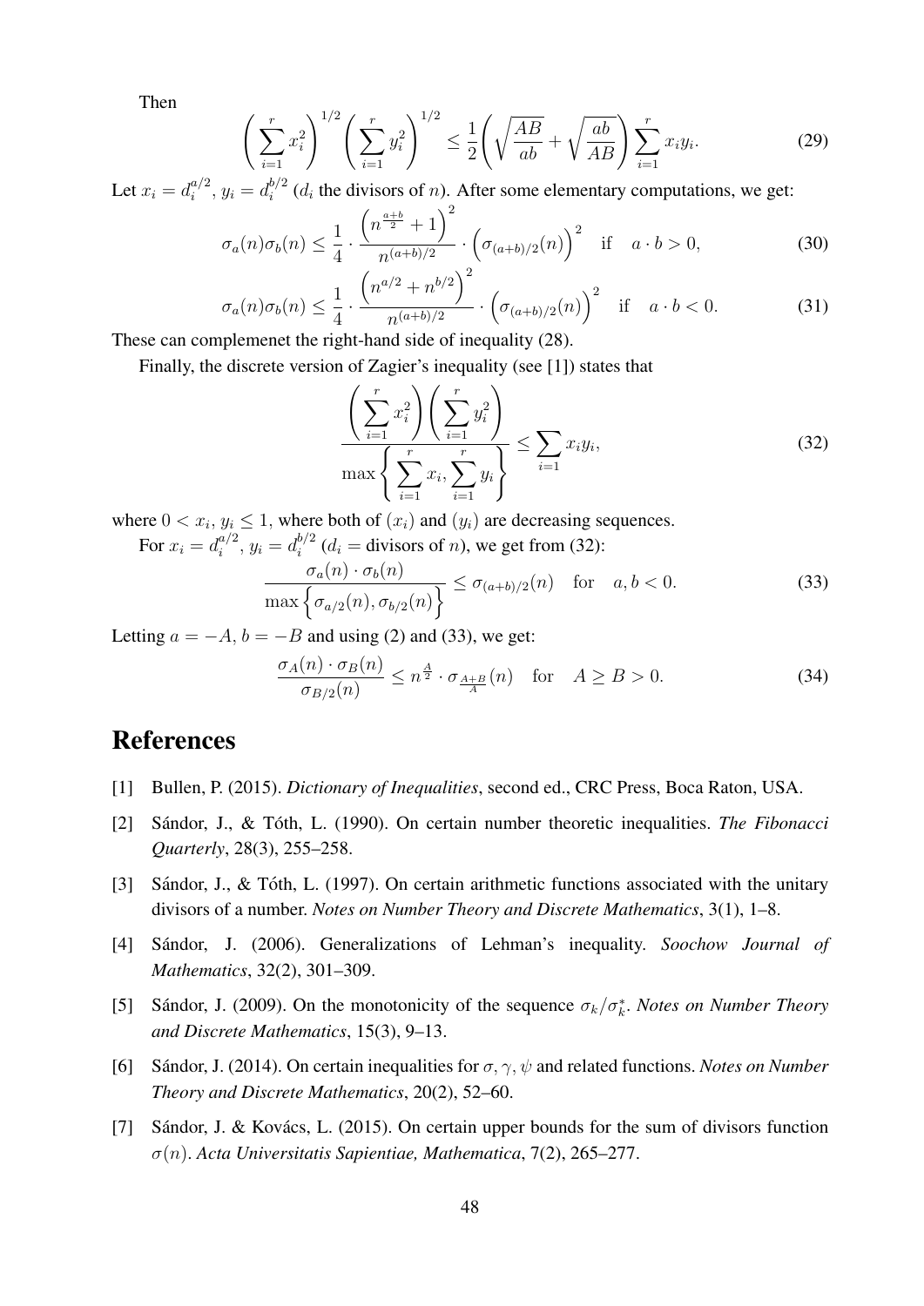Then

$$\left(\sum_{i=1}^{r} x_i^2\right)^{1/2} \left(\sum_{i=1}^{r} y_i^2\right)^{1/2} \leq \frac{1}{2}\left(\sqrt{\frac{AB}{ab}} + \sqrt{\frac{ab}{AB}}\right) \sum_{i=1}^{r} x_i y_i. \tag{29}$$

Let $x_i = d_i^{a/2}$, $y_i = d_i^{b/2}$ ($d_i$ the divisors of $n$). After some elementary computations, we get:

$$\sigma_a(n)\sigma_b(n) \leq \frac{1}{4} \cdot \frac{\left(n^{\frac{a+b}{2}} + 1\right)^2}{n^{(a+b)/2}} \cdot \left(\sigma_{(a+b)/2}(n)\right)^2 \quad \text{if} \quad a \cdot b > 0, \tag{30}$$

$$\sigma_a(n)\sigma_b(n) \leq \frac{1}{4} \cdot \frac{\left(n^{a/2} + n^{b/2}\right)^2}{n^{(a+b)/2}} \cdot \left(\sigma_{(a+b)/2}(n)\right)^2 \quad \text{if} \quad a \cdot b < 0. \tag{31}$$

These can complemenet the right-hand side of inequality (28).

Finally, the discrete version of Zagier's inequality (see [1]) states that

$$\frac{\left(\sum_{i=1}^{r} x_i^2\right)\left(\sum_{i=1}^{r} y_i^2\right)}{\max\left\{\sum_{i=1}^{r} x_i, \sum_{i=1}^{r} y_i\right\}} \leq \sum_{i=1}^{r} x_i y_i, \tag{32}$$

where $0 < x_i, y_i \leq 1$, where both of $(x_i)$ and $(y_i)$ are decreasing sequences.

For $x_i = d_i^{a/2}$, $y_i = d_i^{b/2}$ ($d_i =$ divisors of $n$), we get from (32):

$$\frac{\sigma_a(n) \cdot \sigma_b(n)}{\max\left\{\sigma_{a/2}(n), \sigma_{b/2}(n)\right\}} \leq \sigma_{(a+b)/2}(n) \quad \text{for} \quad a, b < 0. \tag{33}$$

Letting $a = -A$, $b = -B$ and using (2) and (33), we get:

$$\frac{\sigma_A(n) \cdot \sigma_B(n)}{\sigma_{B/2}(n)} \leq n^{\frac{A}{2}} \cdot \sigma_{\frac{A+B}{A}}(n) \quad \text{for} \quad A \geq B > 0. \tag{34}$$

## References

[1] Bullen, P. (2015). *Dictionary of Inequalities*, second ed., CRC Press, Boca Raton, USA.

[2] Sándor, J., & Tóth, L. (1990). On certain number theoretic inequalities. *The Fibonacci Quarterly*, 28(3), 255–258.

[3] Sándor, J., & Tóth, L. (1997). On certain arithmetic functions associated with the unitary divisors of a number. *Notes on Number Theory and Discrete Mathematics*, 3(1), 1–8.

[4] Sándor, J. (2006). Generalizations of Lehman's inequality. *Soochow Journal of Mathematics*, 32(2), 301–309.

[5] Sándor, J. (2009). On the monotonicity of the sequence $\sigma_k/\sigma_k^*$. *Notes on Number Theory and Discrete Mathematics*, 15(3), 9–13.

[6] Sándor, J. (2014). On certain inequalities for $\sigma, \gamma, \psi$ and related functions. *Notes on Number Theory and Discrete Mathematics*, 20(2), 52–60.

[7] Sándor, J. & Kovács, L. (2015). On certain upper bounds for the sum of divisors function $\sigma(n)$. *Acta Universitatis Sapientiae, Mathematica*, 7(2), 265–277.